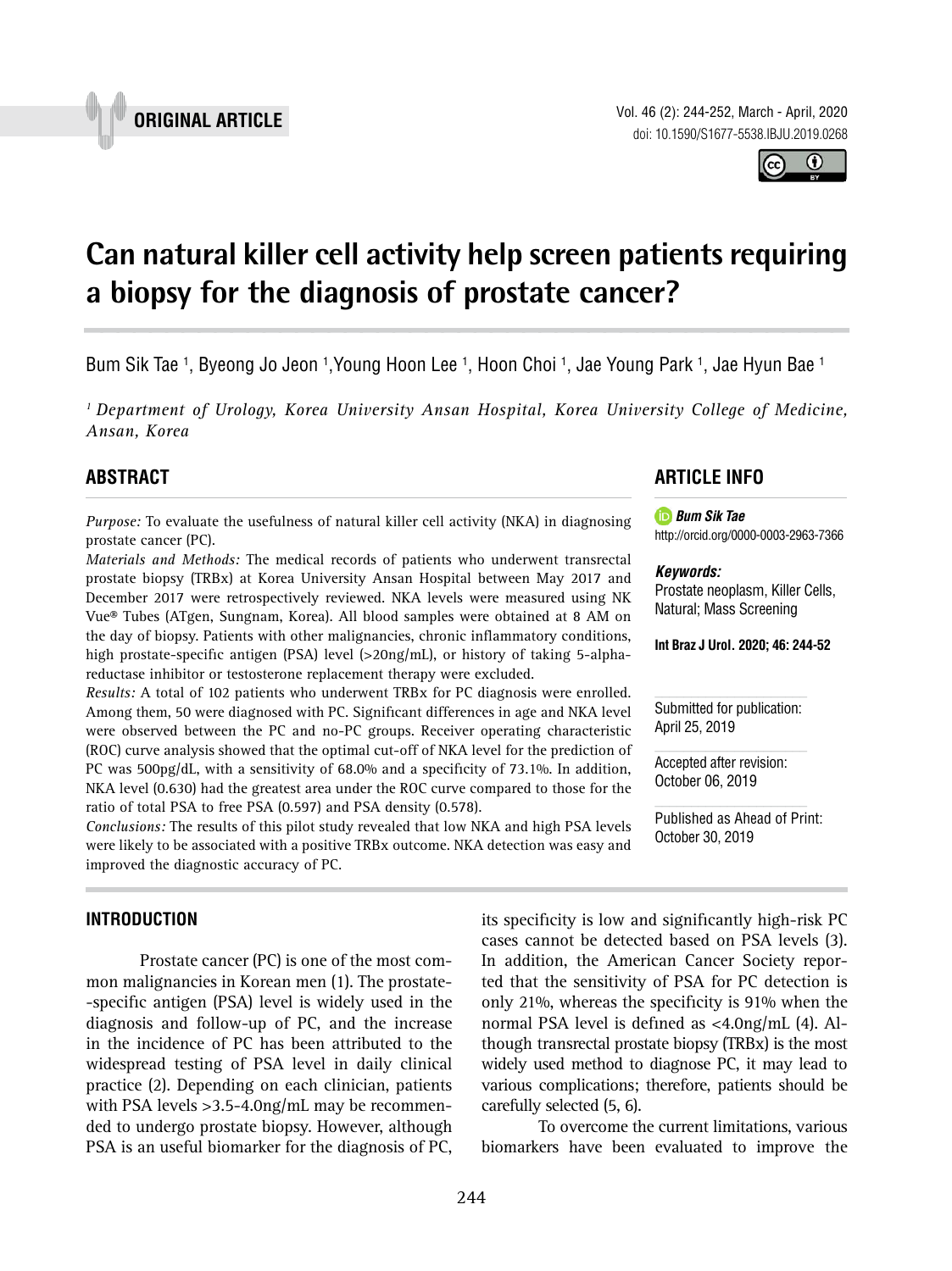ORIGINAL ARTICLE

# Can natural killer cell activity help screen patients requiring a biopsy for the diagnosis of prostate cancer?

Bum Sik Tae [1], Byeong Jo Jeon [1],Young Hoon Lee [1], Hoon Choi [1], Jae Young Park [1], Jae Hyun Bae [1]

[1] *Department of Urology, Korea University Ansan Hospital, Korea University College of Medicine, Ansan, Korea*

## ABSTRACT

*Purpose:* To evaluate the usefulness of natural killer cell activity (NKA) in diagnosing prostate cancer (PC).

*Materials and Methods:* The medical records of patients who underwent transrectal prostate biopsy (TRBx) at Korea University Ansan Hospital between May 2017 and December 2017 were retrospectively reviewed. NKA levels were measured using NK Vue® Tubes (ATgen, Sungnam, Korea). All blood samples were obtained at 8 AM on the day of biopsy. Patients with other malignancies, chronic inflammatory conditions, high prostate-specific antigen (PSA) level (>20ng/mL), or history of taking 5-alpha-reductase inhibitor or testosterone replacement therapy were excluded.

*Results:* A total of 102 patients who underwent TRBx for PC diagnosis were enrolled. Among them, 50 were diagnosed with PC. Significant differences in age and NKA level were observed between the PC and no-PC groups. Receiver operating characteristic (ROC) curve analysis showed that the optimal cut-off of NKA level for the prediction of PC was 500pg/dL, with a sensitivity of 68.0% and a specificity of 73.1%. In addition, NKA level (0.630) had the greatest area under the ROC curve compared to those for the ratio of total PSA to free PSA (0.597) and PSA density (0.578).

*Conclusions:* The results of this pilot study revealed that low NKA and high PSA levels were likely to be associated with a positive TRBx outcome. NKA detection was easy and improved the diagnostic accuracy of PC.

## ARTICLE INFO

***Bum Sik Tae***
http://orcid.org/0000-0003-2963-7366

***Keywords:***
Prostate neoplasm, Killer Cells, Natural; Mass Screening

**Int Braz J Urol. 2020; 46: 244-52**

Submitted for publication:
April 25, 2019

Accepted after revision:
October 06, 2019

Published as Ahead of Print:
October 30, 2019

## INTRODUCTION

Prostate cancer (PC) is one of the most common malignancies in Korean men (1). The prostate-specific antigen (PSA) level is widely used in the diagnosis and follow-up of PC, and the increase in the incidence of PC has been attributed to the widespread testing of PSA level in daily clinical practice (2). Depending on each clinician, patients with PSA levels >3.5-4.0ng/mL may be recommended to undergo prostate biopsy. However, although PSA is an useful biomarker for the diagnosis of PC, its specificity is low and significantly high-risk PC cases cannot be detected based on PSA levels (3). In addition, the American Cancer Society reported that the sensitivity of PSA for PC detection is only 21%, whereas the specificity is 91% when the normal PSA level is defined as <4.0ng/mL (4). Although transrectal prostate biopsy (TRBx) is the most widely used method to diagnose PC, it may lead to various complications; therefore, patients should be carefully selected (5, 6).

To overcome the current limitations, various biomarkers have been evaluated to improve the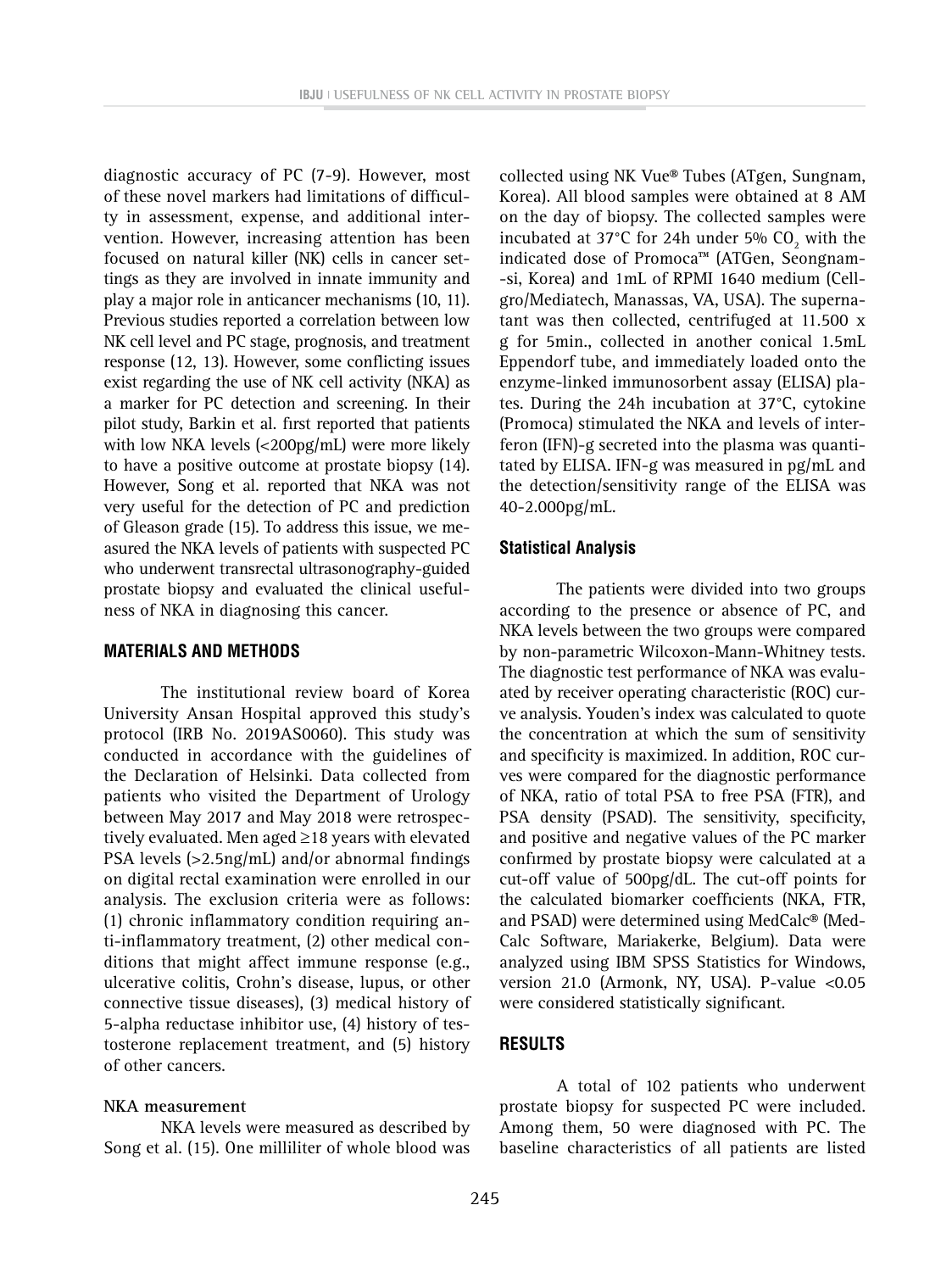diagnostic accuracy of PC (7-9). However, most of these novel markers had limitations of difficulty in assessment, expense, and additional intervention. However, increasing attention has been focused on natural killer (NK) cells in cancer settings as they are involved in innate immunity and play a major role in anticancer mechanisms (10, 11). Previous studies reported a correlation between low NK cell level and PC stage, prognosis, and treatment response (12, 13). However, some conflicting issues exist regarding the use of NK cell activity (NKA) as a marker for PC detection and screening. In their pilot study, Barkin et al. first reported that patients with low NKA levels (<200pg/mL) were more likely to have a positive outcome at prostate biopsy (14). However, Song et al. reported that NKA was not very useful for the detection of PC and prediction of Gleason grade (15). To address this issue, we measured the NKA levels of patients with suspected PC who underwent transrectal ultrasonography-guided prostate biopsy and evaluated the clinical usefulness of NKA in diagnosing this cancer.

## MATERIALS AND METHODS

The institutional review board of Korea University Ansan Hospital approved this study's protocol (IRB No. 2019AS0060). This study was conducted in accordance with the guidelines of the Declaration of Helsinki. Data collected from patients who visited the Department of Urology between May 2017 and May 2018 were retrospectively evaluated. Men aged ≥18 years with elevated PSA levels (>2.5ng/mL) and/or abnormal findings on digital rectal examination were enrolled in our analysis. The exclusion criteria were as follows: (1) chronic inflammatory condition requiring anti-inflammatory treatment, (2) other medical conditions that might affect immune response (e.g., ulcerative colitis, Crohn's disease, lupus, or other connective tissue diseases), (3) medical history of 5-alpha reductase inhibitor use, (4) history of testosterone replacement treatment, and (5) history of other cancers.

### NKA measurement

NKA levels were measured as described by Song et al. (15). One milliliter of whole blood was collected using NK Vue® Tubes (ATgen, Sungnam, Korea). All blood samples were obtained at 8 AM on the day of biopsy. The collected samples were incubated at 37°C for 24h under 5% $CO_2$ with the indicated dose of Promoca™ (ATGen, Seongnam--si, Korea) and 1mL of RPMI 1640 medium (Cellgro/Mediatech, Manassas, VA, USA). The supernatant was then collected, centrifuged at 11.500 x g for 5min., collected in another conical 1.5mL Eppendorf tube, and immediately loaded onto the enzyme-linked immunosorbent assay (ELISA) plates. During the 24h incubation at 37°C, cytokine (Promoca) stimulated the NKA and levels of interferon (IFN)-g secreted into the plasma was quantitated by ELISA. IFN-g was measured in pg/mL and the detection/sensitivity range of the ELISA was 40-2.000pg/mL.

### Statistical Analysis

The patients were divided into two groups according to the presence or absence of PC, and NKA levels between the two groups were compared by non-parametric Wilcoxon-Mann-Whitney tests. The diagnostic test performance of NKA was evaluated by receiver operating characteristic (ROC) curve analysis. Youden's index was calculated to quote the concentration at which the sum of sensitivity and specificity is maximized. In addition, ROC curves were compared for the diagnostic performance of NKA, ratio of total PSA to free PSA (FTR), and PSA density (PSAD). The sensitivity, specificity, and positive and negative values of the PC marker confirmed by prostate biopsy were calculated at a cut-off value of 500pg/dL. The cut-off points for the calculated biomarker coefficients (NKA, FTR, and PSAD) were determined using MedCalc® (MedCalc Software, Mariakerke, Belgium). Data were analyzed using IBM SPSS Statistics for Windows, version 21.0 (Armonk, NY, USA). P-value <0.05 were considered statistically significant.

## RESULTS

A total of 102 patients who underwent prostate biopsy for suspected PC were included. Among them, 50 were diagnosed with PC. The baseline characteristics of all patients are listed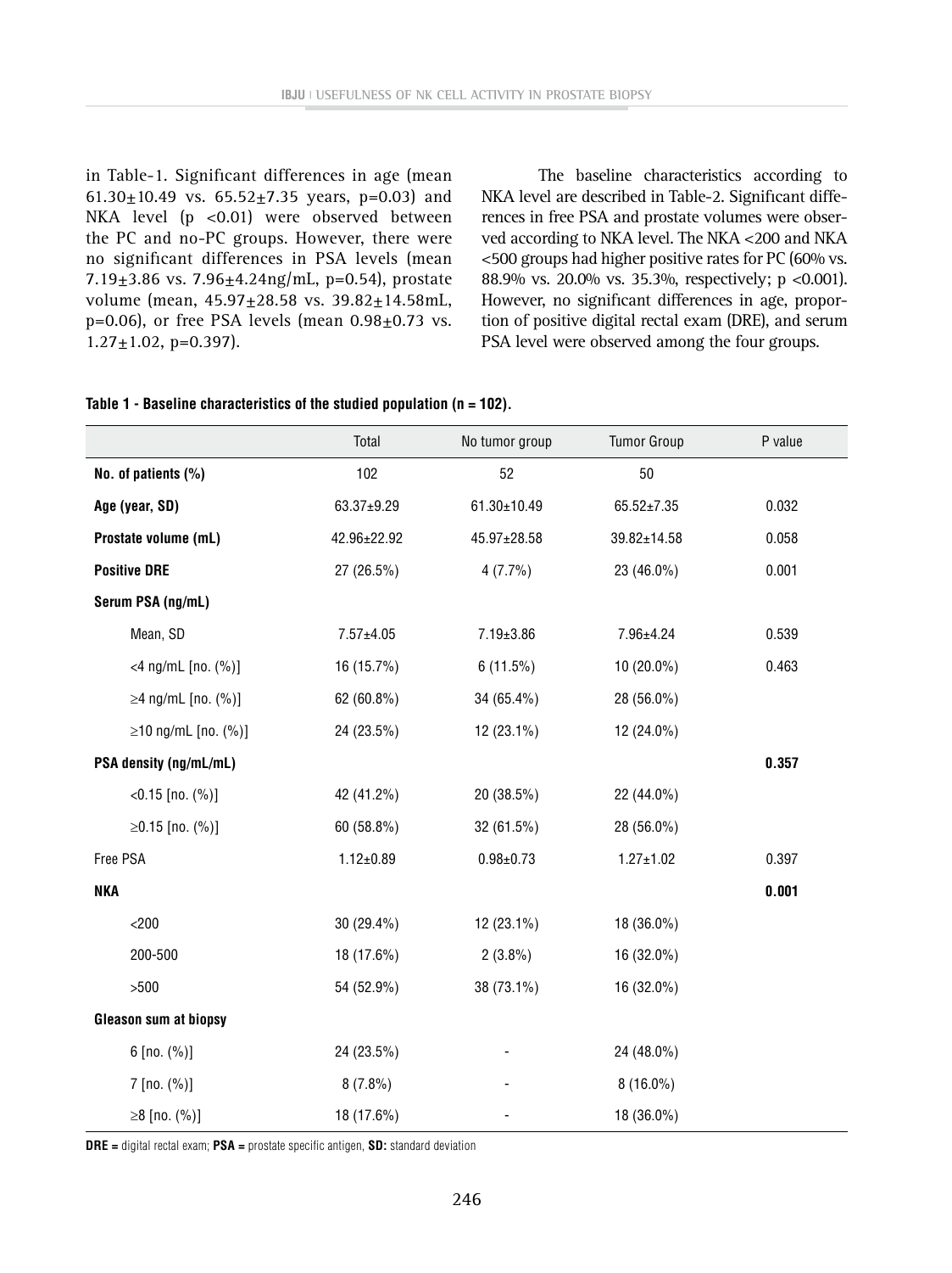in Table-1. Significant differences in age (mean 61.30±10.49 vs. 65.52±7.35 years, p=0.03) and NKA level (p <0.01) were observed between the PC and no-PC groups. However, there were no significant differences in PSA levels (mean 7.19±3.86 vs. 7.96±4.24ng/mL, p=0.54), prostate volume (mean, 45.97±28.58 vs. 39.82±14.58mL, p=0.06), or free PSA levels (mean 0.98±0.73 vs. 1.27±1.02, p=0.397).

The baseline characteristics according to NKA level are described in Table-2. Significant differences in free PSA and prostate volumes were observed according to NKA level. The NKA <200 and NKA <500 groups had higher positive rates for PC (60% vs. 88.9% vs. 20.0% vs. 35.3%, respectively; p <0.001). However, no significant differences in age, proportion of positive digital rectal exam (DRE), and serum PSA level were observed among the four groups.

**Table 1 - Baseline characteristics of the studied population (n = 102).**

| | Total | No tumor group | Tumor Group | P value |
|---|---|---|---|---|
| **No. of patients (%)** | 102 | 52 | 50 | |
| **Age (year, SD)** | 63.37±9.29 | 61.30±10.49 | 65.52±7.35 | 0.032 |
| **Prostate volume (mL)** | 42.96±22.92 | 45.97±28.58 | 39.82±14.58 | 0.058 |
| **Positive DRE** | 27 (26.5%) | 4 (7.7%) | 23 (46.0%) | 0.001 |
| **Serum PSA (ng/mL)** | | | | |
| Mean, SD | 7.57±4.05 | 7.19±3.86 | 7.96±4.24 | 0.539 |
| <4 ng/mL [no. (%)] | 16 (15.7%) | 6 (11.5%) | 10 (20.0%) | 0.463 |
| ≥4 ng/mL [no. (%)] | 62 (60.8%) | 34 (65.4%) | 28 (56.0%) | |
| ≥10 ng/mL [no. (%)] | 24 (23.5%) | 12 (23.1%) | 12 (24.0%) | |
| **PSA density (ng/mL/mL)** | | | | **0.357** |
| <0.15 [no. (%)] | 42 (41.2%) | 20 (38.5%) | 22 (44.0%) | |
| ≥0.15 [no. (%)] | 60 (58.8%) | 32 (61.5%) | 28 (56.0%) | |
| Free PSA | 1.12±0.89 | 0.98±0.73 | 1.27±1.02 | 0.397 |
| **NKA** | | | | **0.001** |
| <200 | 30 (29.4%) | 12 (23.1%) | 18 (36.0%) | |
| 200-500 | 18 (17.6%) | 2 (3.8%) | 16 (32.0%) | |
| >500 | 54 (52.9%) | 38 (73.1%) | 16 (32.0%) | |
| **Gleason sum at biopsy** | | | | |
| 6 [no. (%)] | 24 (23.5%) | - | 24 (48.0%) | |
| 7 [no. (%)] | 8 (7.8%) | - | 8 (16.0%) | |
| ≥8 [no. (%)] | 18 (17.6%) | - | 18 (36.0%) | |

**DRE =** digital rectal exam; **PSA =** prostate specific antigen, **SD:** standard deviation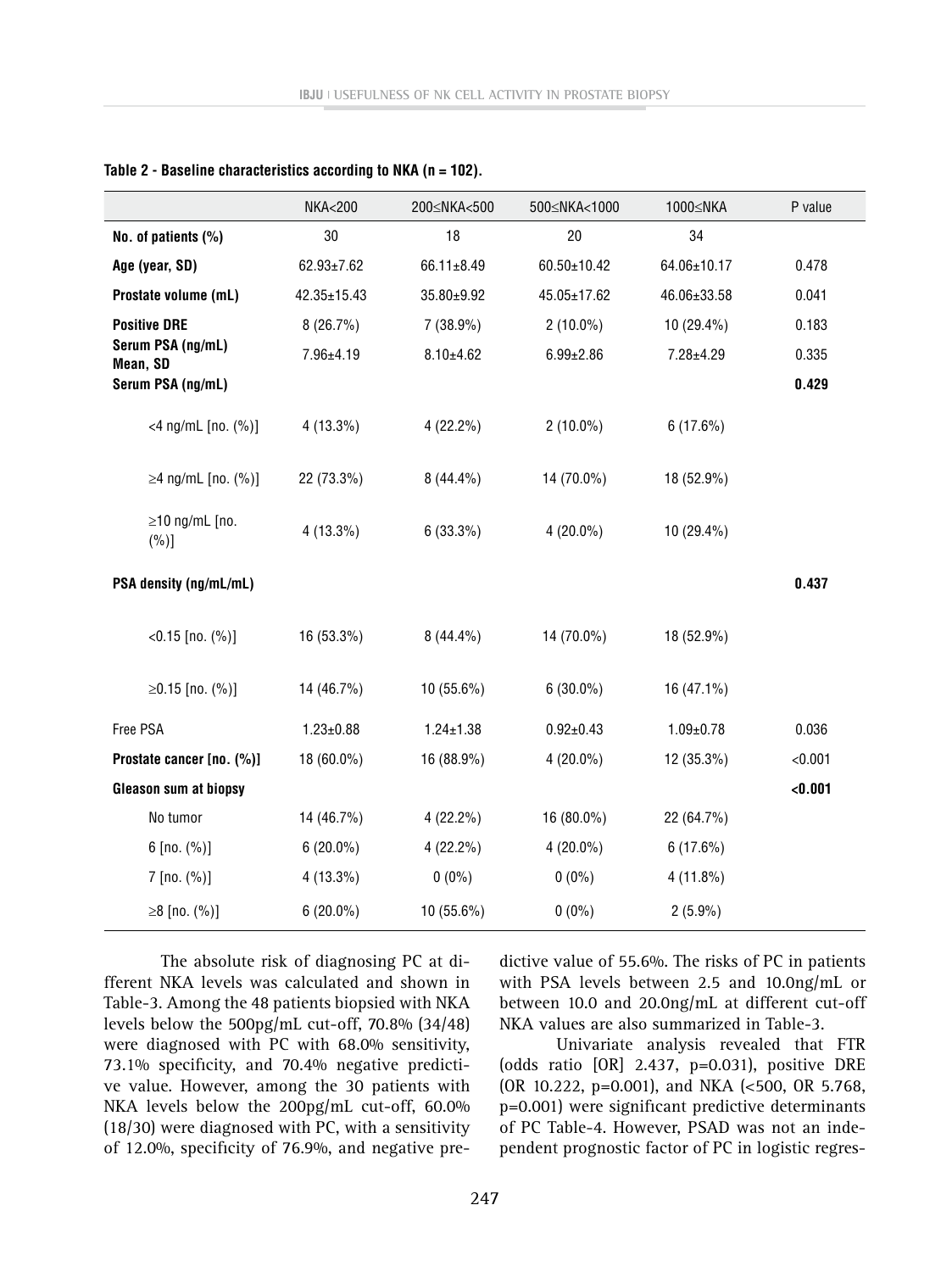**Table 2 - Baseline characteristics according to NKA (n = 102).**

| | NKA<200 | 200≤NKA<500 | 500≤NKA<1000 | 1000≤NKA | P value |
|---|---|---|---|---|---|
| **No. of patients (%)** | 30 | 18 | 20 | 34 | |
| **Age (year, SD)** | 62.93±7.62 | 66.11±8.49 | 60.50±10.42 | 64.06±10.17 | 0.478 |
| **Prostate volume (mL)** | 42.35±15.43 | 35.80±9.92 | 45.05±17.62 | 46.06±33.58 | 0.041 |
| **Positive DRE** | 8 (26.7%) | 7 (38.9%) | 2 (10.0%) | 10 (29.4%) | 0.183 |
| **Serum PSA (ng/mL) Mean, SD** | 7.96±4.19 | 8.10±4.62 | 6.99±2.86 | 7.28±4.29 | 0.335 |
| **Serum PSA (ng/mL)** | | | | | **0.429** |
| <4 ng/mL [no. (%)] | 4 (13.3%) | 4 (22.2%) | 2 (10.0%) | 6 (17.6%) | |
| ≥4 ng/mL [no. (%)] | 22 (73.3%) | 8 (44.4%) | 14 (70.0%) | 18 (52.9%) | |
| ≥10 ng/mL [no. (%)] | 4 (13.3%) | 6 (33.3%) | 4 (20.0%) | 10 (29.4%) | |
| **PSA density (ng/mL/mL)** | | | | | **0.437** |
| <0.15 [no. (%)] | 16 (53.3%) | 8 (44.4%) | 14 (70.0%) | 18 (52.9%) | |
| ≥0.15 [no. (%)] | 14 (46.7%) | 10 (55.6%) | 6 (30.0%) | 16 (47.1%) | |
| Free PSA | 1.23±0.88 | 1.24±1.38 | 0.92±0.43 | 1.09±0.78 | 0.036 |
| **Prostate cancer [no. (%)]** | 18 (60.0%) | 16 (88.9%) | 4 (20.0%) | 12 (35.3%) | <0.001 |
| **Gleason sum at biopsy** | | | | | **<0.001** |
| No tumor | 14 (46.7%) | 4 (22.2%) | 16 (80.0%) | 22 (64.7%) | |
| 6 [no. (%)] | 6 (20.0%) | 4 (22.2%) | 4 (20.0%) | 6 (17.6%) | |
| 7 [no. (%)] | 4 (13.3%) | 0 (0%) | 0 (0%) | 4 (11.8%) | |
| ≥8 [no. (%)] | 6 (20.0%) | 10 (55.6%) | 0 (0%) | 2 (5.9%) | |

The absolute risk of diagnosing PC at different NKA levels was calculated and shown in Table-3. Among the 48 patients biopsied with NKA levels below the 500pg/mL cut-off, 70.8% (34/48) were diagnosed with PC with 68.0% sensitivity, 73.1% specificity, and 70.4% negative predictive value. However, among the 30 patients with NKA levels below the 200pg/mL cut-off, 60.0% (18/30) were diagnosed with PC, with a sensitivity of 12.0%, specificity of 76.9%, and negative predictive value of 55.6%. The risks of PC in patients with PSA levels between 2.5 and 10.0ng/mL or between 10.0 and 20.0ng/mL at different cut-off NKA values are also summarized in Table-3.

Univariate analysis revealed that FTR (odds ratio [OR] 2.437, p=0.031), positive DRE (OR 10.222, p=0.001), and NKA (<500, OR 5.768, p=0.001) were significant predictive determinants of PC Table-4. However, PSAD was not an independent prognostic factor of PC in logistic regres-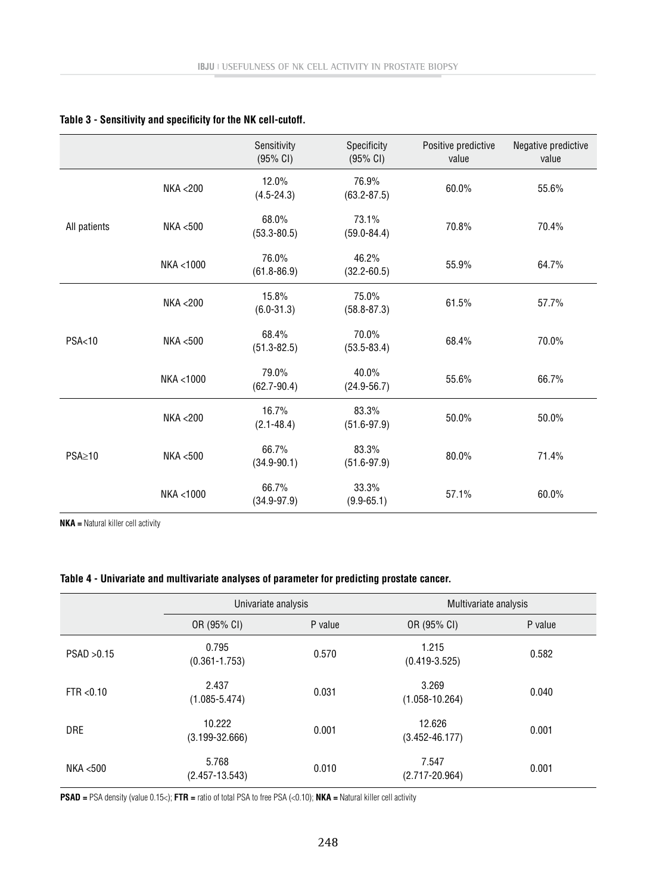**Table 3 - Sensitivity and specificity for the NK cell-cutoff.**

| | | Sensitivity (95% CI) | Specificity (95% CI) | Positive predictive value | Negative predictive value |
|---|---|---|---|---|---|
| All patients | NKA <200 | 12.0% (4.5-24.3) | 76.9% (63.2-87.5) | 60.0% | 55.6% |
| | NKA <500 | 68.0% (53.3-80.5) | 73.1% (59.0-84.4) | 70.8% | 70.4% |
| | NKA <1000 | 76.0% (61.8-86.9) | 46.2% (32.2-60.5) | 55.9% | 64.7% |
| PSA<10 | NKA <200 | 15.8% (6.0-31.3) | 75.0% (58.8-87.3) | 61.5% | 57.7% |
| | NKA <500 | 68.4% (51.3-82.5) | 70.0% (53.5-83.4) | 68.4% | 70.0% |
| | NKA <1000 | 79.0% (62.7-90.4) | 40.0% (24.9-56.7) | 55.6% | 66.7% |
| PSA≥10 | NKA <200 | 16.7% (2.1-48.4) | 83.3% (51.6-97.9) | 50.0% | 50.0% |
| | NKA <500 | 66.7% (34.9-90.1) | 83.3% (51.6-97.9) | 80.0% | 71.4% |
| | NKA <1000 | 66.7% (34.9-97.9) | 33.3% (9.9-65.1) | 57.1% | 60.0% |

**NKA =** Natural killer cell activity

**Table 4 - Univariate and multivariate analyses of parameter for predicting prostate cancer.**

| | Univariate analysis | | Multivariate analysis | |
|---|---|---|---|---|
| | OR (95% CI) | P value | OR (95% CI) | P value |
| PSAD >0.15 | 0.795 (0.361-1.753) | 0.570 | 1.215 (0.419-3.525) | 0.582 |
| FTR <0.10 | 2.437 (1.085-5.474) | 0.031 | 3.269 (1.058-10.264) | 0.040 |
| DRE | 10.222 (3.199-32.666) | 0.001 | 12.626 (3.452-46.177) | 0.001 |
| NKA <500 | 5.768 (2.457-13.543) | 0.010 | 7.547 (2.717-20.964) | 0.001 |

**PSAD =** PSA density (value 0.15<); **FTR =** ratio of total PSA to free PSA (<0.10); **NKA =** Natural killer cell activity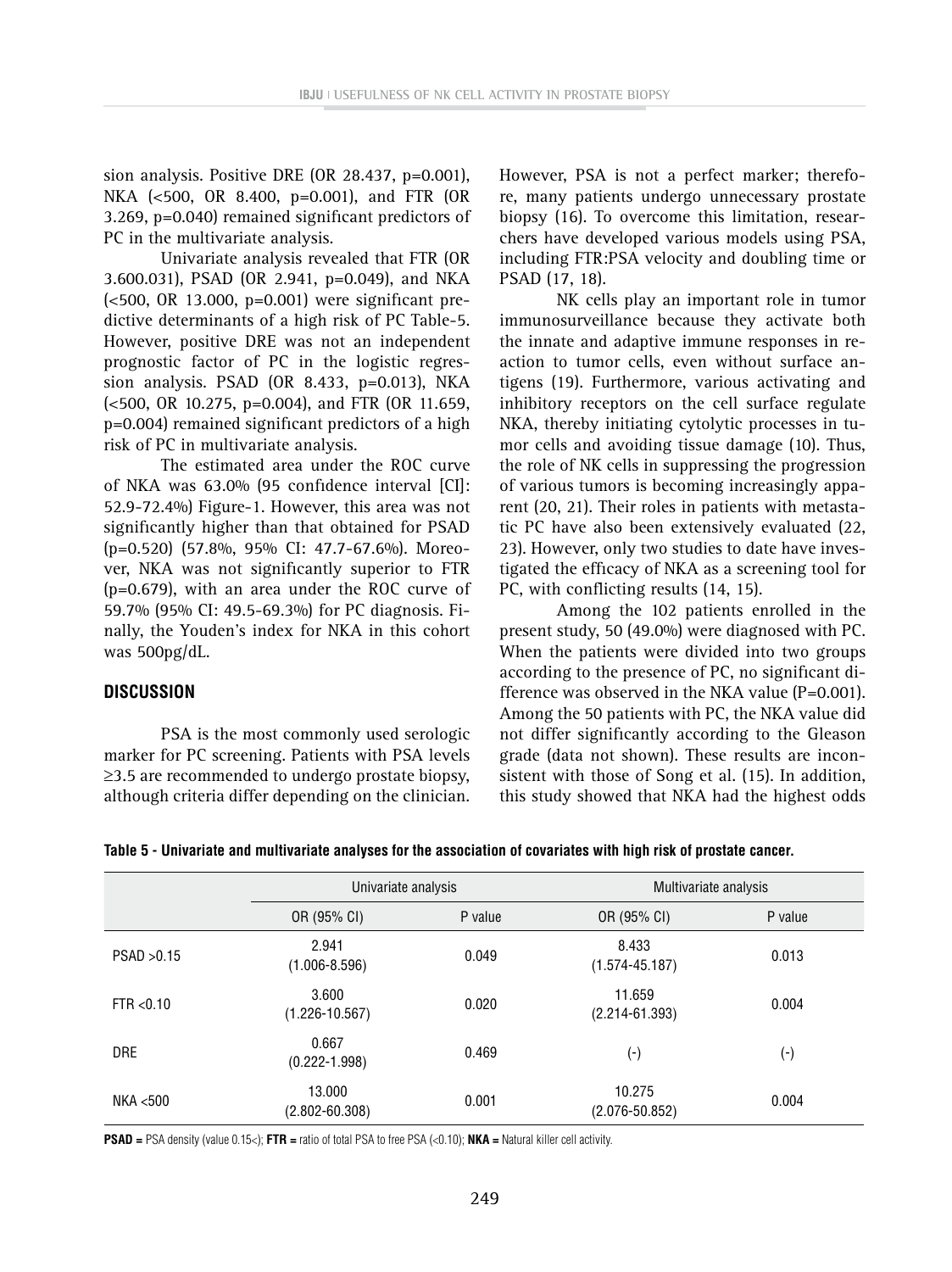sion analysis. Positive DRE (OR 28.437, p=0.001), NKA (<500, OR 8.400, p=0.001), and FTR (OR 3.269, p=0.040) remained significant predictors of PC in the multivariate analysis.

Univariate analysis revealed that FTR (OR 3.600.031), PSAD (OR 2.941, p=0.049), and NKA (<500, OR 13.000, p=0.001) were significant predictive determinants of a high risk of PC Table-5. However, positive DRE was not an independent prognostic factor of PC in the logistic regression analysis. PSAD (OR 8.433, p=0.013), NKA (<500, OR 10.275, p=0.004), and FTR (OR 11.659, p=0.004) remained significant predictors of a high risk of PC in multivariate analysis.

The estimated area under the ROC curve of NKA was 63.0% (95 confidence interval [CI]: 52.9-72.4%) Figure-1. However, this area was not significantly higher than that obtained for PSAD (p=0.520) (57.8%, 95% CI: 47.7-67.6%). Moreover, NKA was not significantly superior to FTR (p=0.679), with an area under the ROC curve of 59.7% (95% CI: 49.5-69.3%) for PC diagnosis. Finally, the Youden's index for NKA in this cohort was 500pg/dL.

## DISCUSSION

PSA is the most commonly used serologic marker for PC screening. Patients with PSA levels ≥3.5 are recommended to undergo prostate biopsy, although criteria differ depending on the clinician. However, PSA is not a perfect marker; therefore, many patients undergo unnecessary prostate biopsy (16). To overcome this limitation, researchers have developed various models using PSA, including FTR:PSA velocity and doubling time or PSAD (17, 18).

NK cells play an important role in tumor immunosurveillance because they activate both the innate and adaptive immune responses in reaction to tumor cells, even without surface antigens (19). Furthermore, various activating and inhibitory receptors on the cell surface regulate NKA, thereby initiating cytolytic processes in tumor cells and avoiding tissue damage (10). Thus, the role of NK cells in suppressing the progression of various tumors is becoming increasingly apparent (20, 21). Their roles in patients with metastatic PC have also been extensively evaluated (22, 23). However, only two studies to date have investigated the efficacy of NKA as a screening tool for PC, with conflicting results (14, 15).

Among the 102 patients enrolled in the present study, 50 (49.0%) were diagnosed with PC. When the patients were divided into two groups according to the presence of PC, no significant difference was observed in the NKA value (P=0.001). Among the 50 patients with PC, the NKA value did not differ significantly according to the Gleason grade (data not shown). These results are inconsistent with those of Song et al. (15). In addition, this study showed that NKA had the highest odds

**Table 5 - Univariate and multivariate analyses for the association of covariates with high risk of prostate cancer.**

| | Univariate analysis | | Multivariate analysis | |
|---|---|---|---|---|
| | OR (95% CI) | P value | OR (95% CI) | P value |
| PSAD >0.15 | 2.941 (1.006-8.596) | 0.049 | 8.433 (1.574-45.187) | 0.013 |
| FTR <0.10 | 3.600 (1.226-10.567) | 0.020 | 11.659 (2.214-61.393) | 0.004 |
| DRE | 0.667 (0.222-1.998) | 0.469 | (-) | (-) |
| NKA <500 | 13.000 (2.802-60.308) | 0.001 | 10.275 (2.076-50.852) | 0.004 |

**PSAD =** PSA density (value 0.15<); **FTR =** ratio of total PSA to free PSA (<0.10); **NKA =** Natural killer cell activity.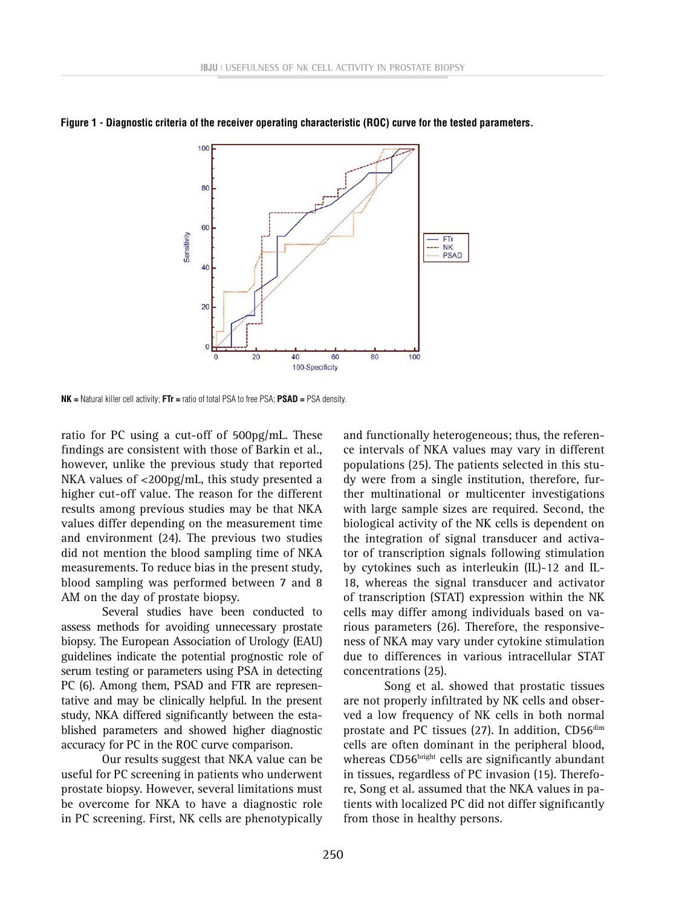**Figure 1 - Diagnostic criteria of the receiver operating characteristic (ROC) curve for the tested parameters.**

**NK =** Natural killer cell activity; **FTr =** ratio of total PSA to free PSA; **PSAD =** PSA density.

ratio for PC using a cut-off of 500pg/mL. These findings are consistent with those of Barkin et al., however, unlike the previous study that reported NKA values of <200pg/mL, this study presented a higher cut-off value. The reason for the different results among previous studies may be that NKA values differ depending on the measurement time and environment (24). The previous two studies did not mention the blood sampling time of NKA measurements. To reduce bias in the present study, blood sampling was performed between 7 and 8 AM on the day of prostate biopsy.

Several studies have been conducted to assess methods for avoiding unnecessary prostate biopsy. The European Association of Urology (EAU) guidelines indicate the potential prognostic role of serum testing or parameters using PSA in detecting PC (6). Among them, PSAD and FTR are representative and may be clinically helpful. In the present study, NKA differed significantly between the established parameters and showed higher diagnostic accuracy for PC in the ROC curve comparison.

Our results suggest that NKA value can be useful for PC screening in patients who underwent prostate biopsy. However, several limitations must be overcome for NKA to have a diagnostic role in PC screening. First, NK cells are phenotypically and functionally heterogeneous; thus, the reference intervals of NKA values may vary in different populations (25). The patients selected in this study were from a single institution, therefore, further multinational or multicenter investigations with large sample sizes are required. Second, the biological activity of the NK cells is dependent on the integration of signal transducer and activator of transcription signals following stimulation by cytokines such as interleukin (IL)-12 and IL-18, whereas the signal transducer and activator of transcription (STAT) expression within the NK cells may differ among individuals based on various parameters (26). Therefore, the responsiveness of NKA may vary under cytokine stimulation due to differences in various intracellular STAT concentrations (25).

Song et al. showed that prostatic tissues are not properly infiltrated by NK cells and observed a low frequency of NK cells in both normal prostate and PC tissues (27). In addition, $CD56^{dim}$ cells are often dominant in the peripheral blood, whereas $CD56^{bright}$ cells are significantly abundant in tissues, regardless of PC invasion (15). Therefore, Song et al. assumed that the NKA values in patients with localized PC did not differ significantly from those in healthy persons.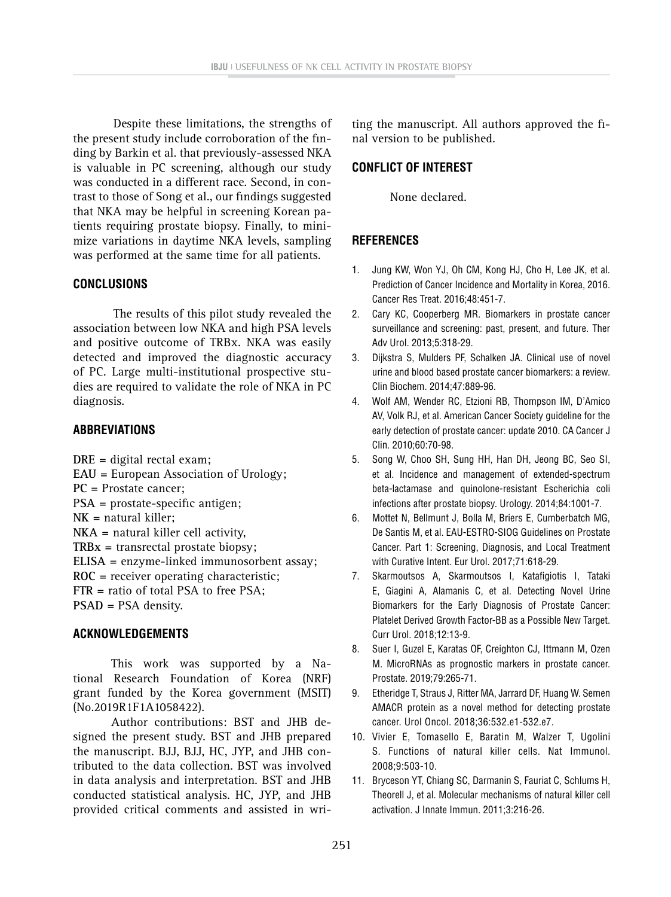Despite these limitations, the strengths of the present study include corroboration of the finding by Barkin et al. that previously-assessed NKA is valuable in PC screening, although our study was conducted in a different race. Second, in contrast to those of Song et al., our findings suggested that NKA may be helpful in screening Korean patients requiring prostate biopsy. Finally, to minimize variations in daytime NKA levels, sampling was performed at the same time for all patients.

## CONCLUSIONS

The results of this pilot study revealed the association between low NKA and high PSA levels and positive outcome of TRBx. NKA was easily detected and improved the diagnostic accuracy of PC. Large multi-institutional prospective studies are required to validate the role of NKA in PC diagnosis.

## ABBREVIATIONS

**DRE** = digital rectal exam;
**EAU** = European Association of Urology;
**PC** = Prostate cancer;
**PSA** = prostate-specific antigen;
**NK** = natural killer;
**NKA** = natural killer cell activity,
**TRBx** = transrectal prostate biopsy;
**ELISA** = enzyme-linked immunosorbent assay;
**ROC** = receiver operating characteristic;
**FTR** = ratio of total PSA to free PSA;
**PSAD** = PSA density.

## ACKNOWLEDGEMENTS

This work was supported by a National Research Foundation of Korea (NRF) grant funded by the Korea government (MSIT) (No.2019R1F1A1058422).

Author contributions: BST and JHB designed the present study. BST and JHB prepared the manuscript. BJJ, BJJ, HC, JYP, and JHB contributed to the data collection. BST was involved in data analysis and interpretation. BST and JHB conducted statistical analysis. HC, JYP, and JHB provided critical comments and assisted in writing the manuscript. All authors approved the final version to be published.

## CONFLICT OF INTEREST

None declared.

## REFERENCES

1. Jung KW, Won YJ, Oh CM, Kong HJ, Cho H, Lee JK, et al. Prediction of Cancer Incidence and Mortality in Korea, 2016. Cancer Res Treat. 2016;48:451-7.
2. Cary KC, Cooperberg MR. Biomarkers in prostate cancer surveillance and screening: past, present, and future. Ther Adv Urol. 2013;5:318-29.
3. Dijkstra S, Mulders PF, Schalken JA. Clinical use of novel urine and blood based prostate cancer biomarkers: a review. Clin Biochem. 2014;47:889-96.
4. Wolf AM, Wender RC, Etzioni RB, Thompson IM, D'Amico AV, Volk RJ, et al. American Cancer Society guideline for the early detection of prostate cancer: update 2010. CA Cancer J Clin. 2010;60:70-98.
5. Song W, Choo SH, Sung HH, Han DH, Jeong BC, Seo SI, et al. Incidence and management of extended-spectrum beta-lactamase and quinolone-resistant Escherichia coli infections after prostate biopsy. Urology. 2014;84:1001-7.
6. Mottet N, Bellmunt J, Bolla M, Briers E, Cumberbatch MG, De Santis M, et al. EAU-ESTRO-SIOG Guidelines on Prostate Cancer. Part 1: Screening, Diagnosis, and Local Treatment with Curative Intent. Eur Urol. 2017;71:618-29.
7. Skarmoutsos A, Skarmoutsos I, Katafigiotis I, Tataki E, Giagini A, Alamanis C, et al. Detecting Novel Urine Biomarkers for the Early Diagnosis of Prostate Cancer: Platelet Derived Growth Factor-BB as a Possible New Target. Curr Urol. 2018;12:13-9.
8. Suer I, Guzel E, Karatas OF, Creighton CJ, Ittmann M, Ozen M. MicroRNAs as prognostic markers in prostate cancer. Prostate. 2019;79:265-71.
9. Etheridge T, Straus J, Ritter MA, Jarrard DF, Huang W. Semen AMACR protein as a novel method for detecting prostate cancer. Urol Oncol. 2018;36:532.e1-532.e7.
10. Vivier E, Tomasello E, Baratin M, Walzer T, Ugolini S. Functions of natural killer cells. Nat Immunol. 2008;9:503-10.
11. Bryceson YT, Chiang SC, Darmanin S, Fauriat C, Schlums H, Theorell J, et al. Molecular mechanisms of natural killer cell activation. J Innate Immun. 2011;3:216-26.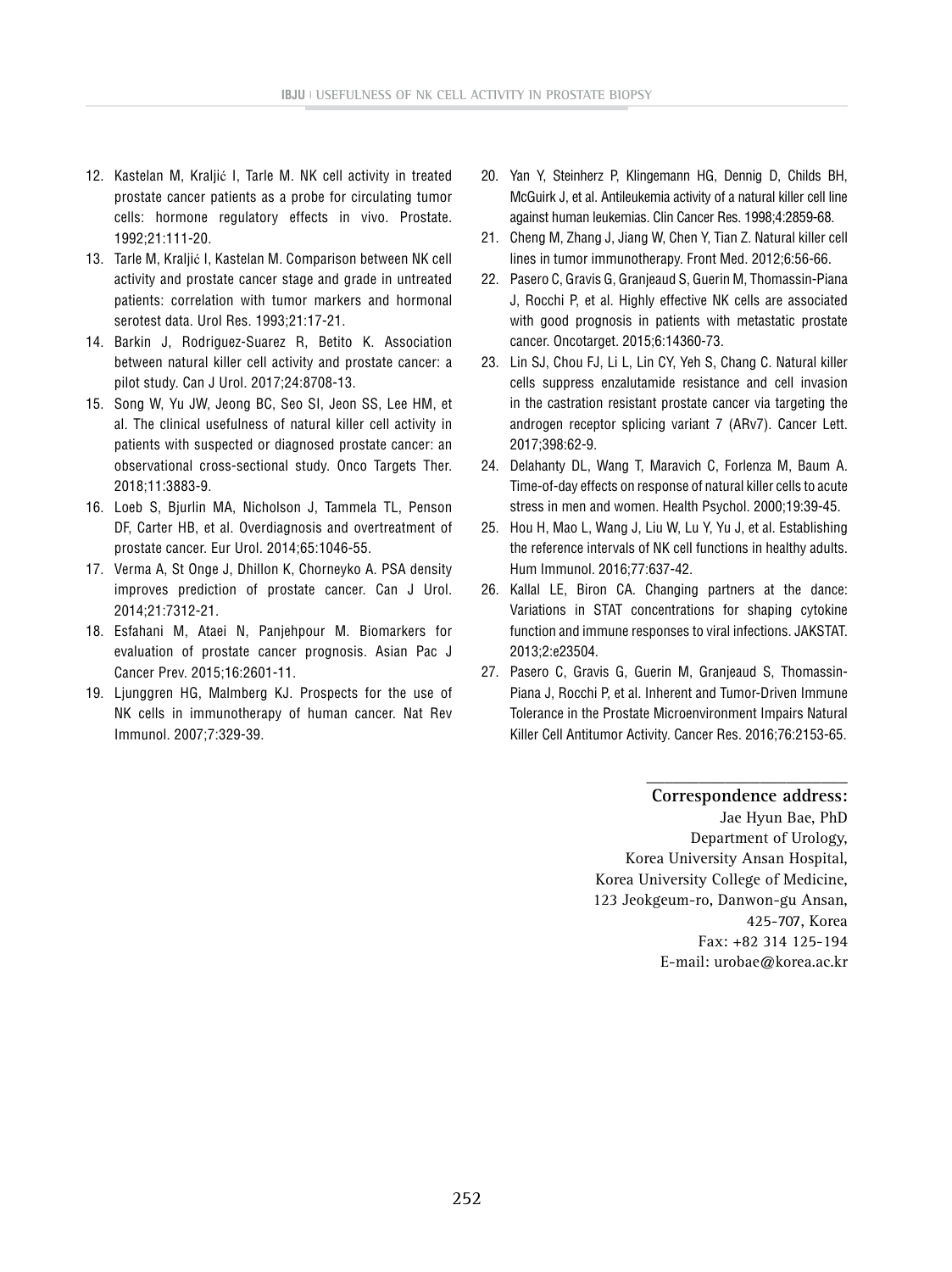12. Kastelan M, Kraljić I, Tarle M. NK cell activity in treated prostate cancer patients as a probe for circulating tumor cells: hormone regulatory effects in vivo. Prostate. 1992;21:111-20.
13. Tarle M, Kraljić I, Kastelan M. Comparison between NK cell activity and prostate cancer stage and grade in untreated patients: correlation with tumor markers and hormonal serotest data. Urol Res. 1993;21:17-21.
14. Barkin J, Rodriguez-Suarez R, Betito K. Association between natural killer cell activity and prostate cancer: a pilot study. Can J Urol. 2017;24:8708-13.
15. Song W, Yu JW, Jeong BC, Seo SI, Jeon SS, Lee HM, et al. The clinical usefulness of natural killer cell activity in patients with suspected or diagnosed prostate cancer: an observational cross-sectional study. Onco Targets Ther. 2018;11:3883-9.
16. Loeb S, Bjurlin MA, Nicholson J, Tammela TL, Penson DF, Carter HB, et al. Overdiagnosis and overtreatment of prostate cancer. Eur Urol. 2014;65:1046-55.
17. Verma A, St Onge J, Dhillon K, Chorneyko A. PSA density improves prediction of prostate cancer. Can J Urol. 2014;21:7312-21.
18. Esfahani M, Ataei N, Panjehpour M. Biomarkers for evaluation of prostate cancer prognosis. Asian Pac J Cancer Prev. 2015;16:2601-11.
19. Ljunggren HG, Malmberg KJ. Prospects for the use of NK cells in immunotherapy of human cancer. Nat Rev Immunol. 2007;7:329-39.
20. Yan Y, Steinherz P, Klingemann HG, Dennig D, Childs BH, McGuirk J, et al. Antileukemia activity of a natural killer cell line against human leukemias. Clin Cancer Res. 1998;4:2859-68.
21. Cheng M, Zhang J, Jiang W, Chen Y, Tian Z. Natural killer cell lines in tumor immunotherapy. Front Med. 2012;6:56-66.
22. Pasero C, Gravis G, Granjeaud S, Guerin M, Thomassin-Piana J, Rocchi P, et al. Highly effective NK cells are associated with good prognosis in patients with metastatic prostate cancer. Oncotarget. 2015;6:14360-73.
23. Lin SJ, Chou FJ, Li L, Lin CY, Yeh S, Chang C. Natural killer cells suppress enzalutamide resistance and cell invasion in the castration resistant prostate cancer via targeting the androgen receptor splicing variant 7 (ARv7). Cancer Lett. 2017;398:62-9.
24. Delahanty DL, Wang T, Maravich C, Forlenza M, Baum A. Time-of-day effects on response of natural killer cells to acute stress in men and women. Health Psychol. 2000;19:39-45.
25. Hou H, Mao L, Wang J, Liu W, Lu Y, Yu J, et al. Establishing the reference intervals of NK cell functions in healthy adults. Hum Immunol. 2016;77:637-42.
26. Kallal LE, Biron CA. Changing partners at the dance: Variations in STAT concentrations for shaping cytokine function and immune responses to viral infections. JAKSTAT. 2013;2:e23504.
27. Pasero C, Gravis G, Guerin M, Granjeaud S, Thomassin-Piana J, Rocchi P, et al. Inherent and Tumor-Driven Immune Tolerance in the Prostate Microenvironment Impairs Natural Killer Cell Antitumor Activity. Cancer Res. 2016;76:2153-65.

**Correspondence address:**

Jae Hyun Bae, PhD
Department of Urology,
Korea University Ansan Hospital,
Korea University College of Medicine,
123 Jeokgeum-ro, Danwon-gu Ansan,
425-707, Korea
Fax: +82 314 125-194
E-mail: urobae@korea.ac.kr